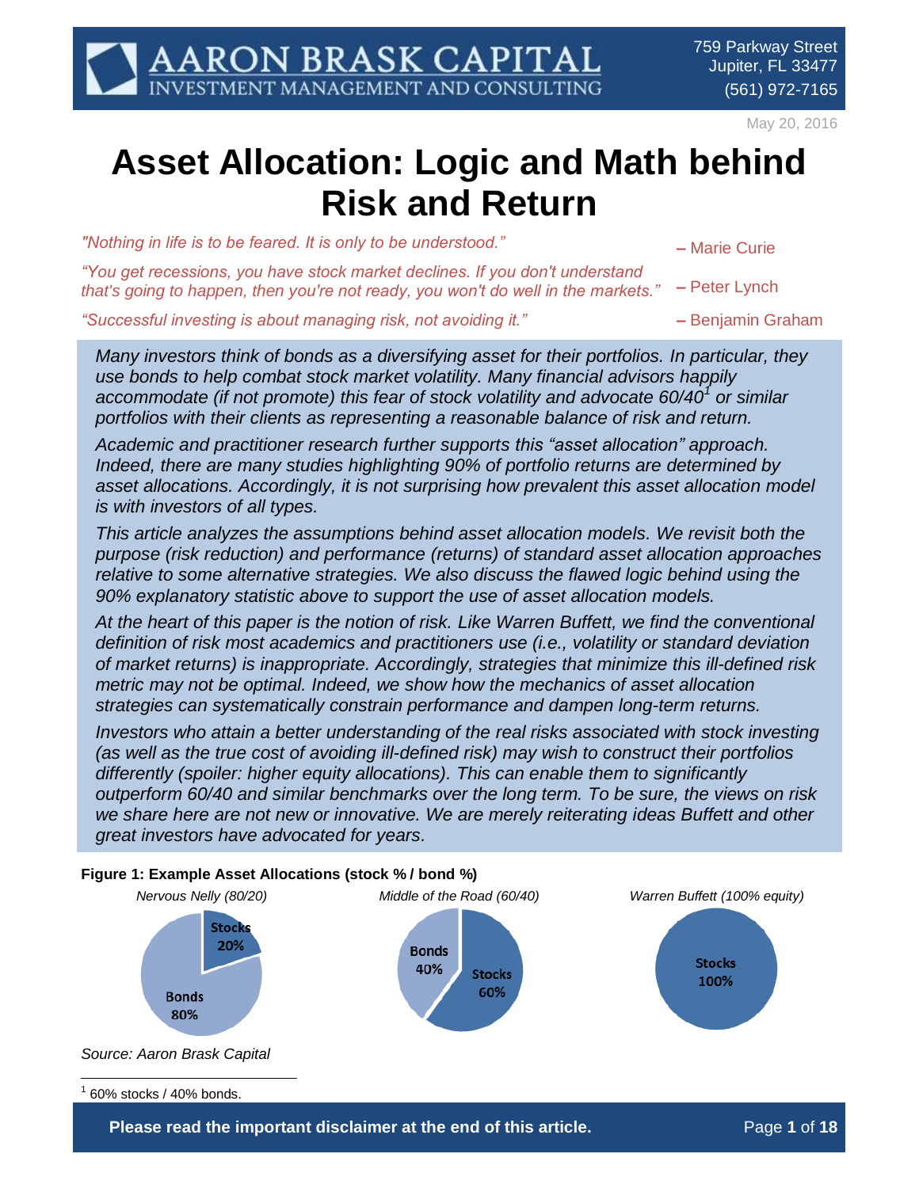AARON BRASK CAPITAL
INVESTMENT MANAGEMENT AND CONSULTING

759 Parkway Street
Jupiter, FL 33477
(561) 972-7165

May 20, 2016

# Asset Allocation: Logic and Math behind Risk and Return

*"Nothing in life is to be feared. It is only to be understood."* – Marie Curie

*"You get recessions, you have stock market declines. If you don't understand that's going to happen, then you're not ready, you won't do well in the markets."* – Peter Lynch

*"Successful investing is about managing risk, not avoiding it."* – Benjamin Graham

*Many investors think of bonds as a diversifying asset for their portfolios. In particular, they use bonds to help combat stock market volatility. Many financial advisors happily accommodate (if not promote) this fear of stock volatility and advocate 60/40[1] or similar portfolios with their clients as representing a reasonable balance of risk and return.*

*Academic and practitioner research further supports this "asset allocation" approach. Indeed, there are many studies highlighting 90% of portfolio returns are determined by asset allocations. Accordingly, it is not surprising how prevalent this asset allocation model is with investors of all types.*

*This article analyzes the assumptions behind asset allocation models. We revisit both the purpose (risk reduction) and performance (returns) of standard asset allocation approaches relative to some alternative strategies. We also discuss the flawed logic behind using the 90% explanatory statistic above to support the use of asset allocation models.*

*At the heart of this paper is the notion of risk. Like Warren Buffett, we find the conventional definition of risk most academics and practitioners use (i.e., volatility or standard deviation of market returns) is inappropriate. Accordingly, strategies that minimize this ill-defined risk metric may not be optimal. Indeed, we show how the mechanics of asset allocation strategies can systematically constrain performance and dampen long-term returns.*

*Investors who attain a better understanding of the real risks associated with stock investing (as well as the true cost of avoiding ill-defined risk) may wish to construct their portfolios differently (spoiler: higher equity allocations). This can enable them to significantly outperform 60/40 and similar benchmarks over the long term. To be sure, the views on risk we share here are not new or innovative. We are merely reiterating ideas Buffett and other great investors have advocated for years.*

**Figure 1: Example Asset Allocations (stock % / bond %)**

| Nervous Nelly (80/20) | Middle of the Road (60/40) | Warren Buffett (100% equity) |
|---|---|---|
| Stocks 20%, Bonds 80% | Stocks 60%, Bonds 40% | Stocks 100% |

*Source: Aaron Brask Capital*

[1] 60% stocks / 40% bonds.

**Please read the important disclaimer at the end of this article.**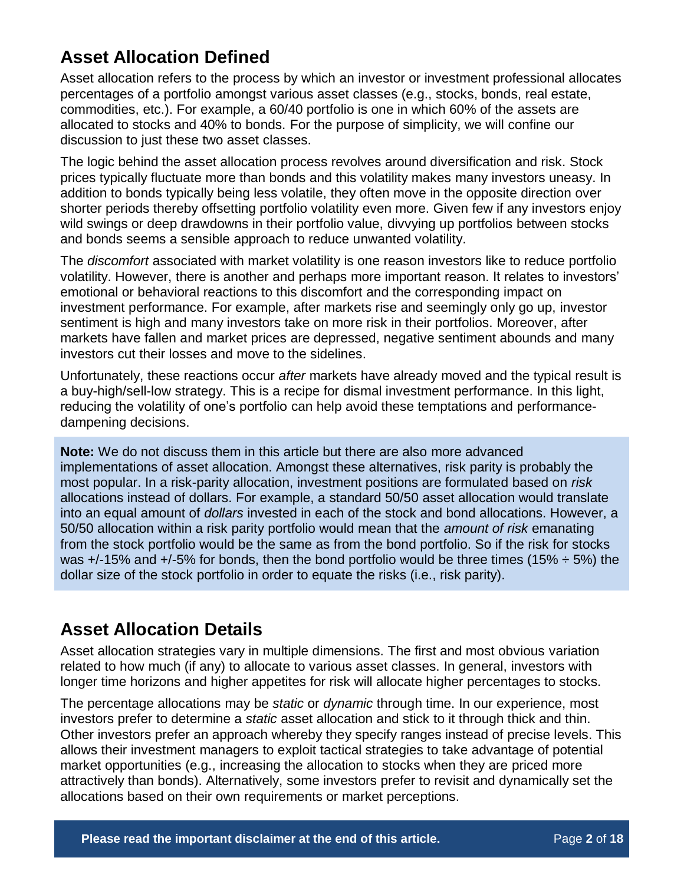## Asset Allocation Defined

Asset allocation refers to the process by which an investor or investment professional allocates percentages of a portfolio amongst various asset classes (e.g., stocks, bonds, real estate, commodities, etc.). For example, a 60/40 portfolio is one in which 60% of the assets are allocated to stocks and 40% to bonds. For the purpose of simplicity, we will confine our discussion to just these two asset classes.

The logic behind the asset allocation process revolves around diversification and risk. Stock prices typically fluctuate more than bonds and this volatility makes many investors uneasy. In addition to bonds typically being less volatile, they often move in the opposite direction over shorter periods thereby offsetting portfolio volatility even more. Given few if any investors enjoy wild swings or deep drawdowns in their portfolio value, divvying up portfolios between stocks and bonds seems a sensible approach to reduce unwanted volatility.

The *discomfort* associated with market volatility is one reason investors like to reduce portfolio volatility. However, there is another and perhaps more important reason. It relates to investors' emotional or behavioral reactions to this discomfort and the corresponding impact on investment performance. For example, after markets rise and seemingly only go up, investor sentiment is high and many investors take on more risk in their portfolios. Moreover, after markets have fallen and market prices are depressed, negative sentiment abounds and many investors cut their losses and move to the sidelines.

Unfortunately, these reactions occur *after* markets have already moved and the typical result is a buy-high/sell-low strategy. This is a recipe for dismal investment performance. In this light, reducing the volatility of one's portfolio can help avoid these temptations and performance-dampening decisions.

> **Note:** We do not discuss them in this article but there are also more advanced implementations of asset allocation. Amongst these alternatives, risk parity is probably the most popular. In a risk-parity allocation, investment positions are formulated based on *risk* allocations instead of dollars. For example, a standard 50/50 asset allocation would translate into an equal amount of *dollars* invested in each of the stock and bond allocations. However, a 50/50 allocation within a risk parity portfolio would mean that the *amount of risk* emanating from the stock portfolio would be the same as from the bond portfolio. So if the risk for stocks was +/-15% and +/-5% for bonds, then the bond portfolio would be three times (15% ÷ 5%) the dollar size of the stock portfolio in order to equate the risks (i.e., risk parity).

## Asset Allocation Details

Asset allocation strategies vary in multiple dimensions. The first and most obvious variation related to how much (if any) to allocate to various asset classes. In general, investors with longer time horizons and higher appetites for risk will allocate higher percentages to stocks.

The percentage allocations may be *static* or *dynamic* through time. In our experience, most investors prefer to determine a *static* asset allocation and stick to it through thick and thin. Other investors prefer an approach whereby they specify ranges instead of precise levels. This allows their investment managers to exploit tactical strategies to take advantage of potential market opportunities (e.g., increasing the allocation to stocks when they are priced more attractively than bonds). Alternatively, some investors prefer to revisit and dynamically set the allocations based on their own requirements or market perceptions.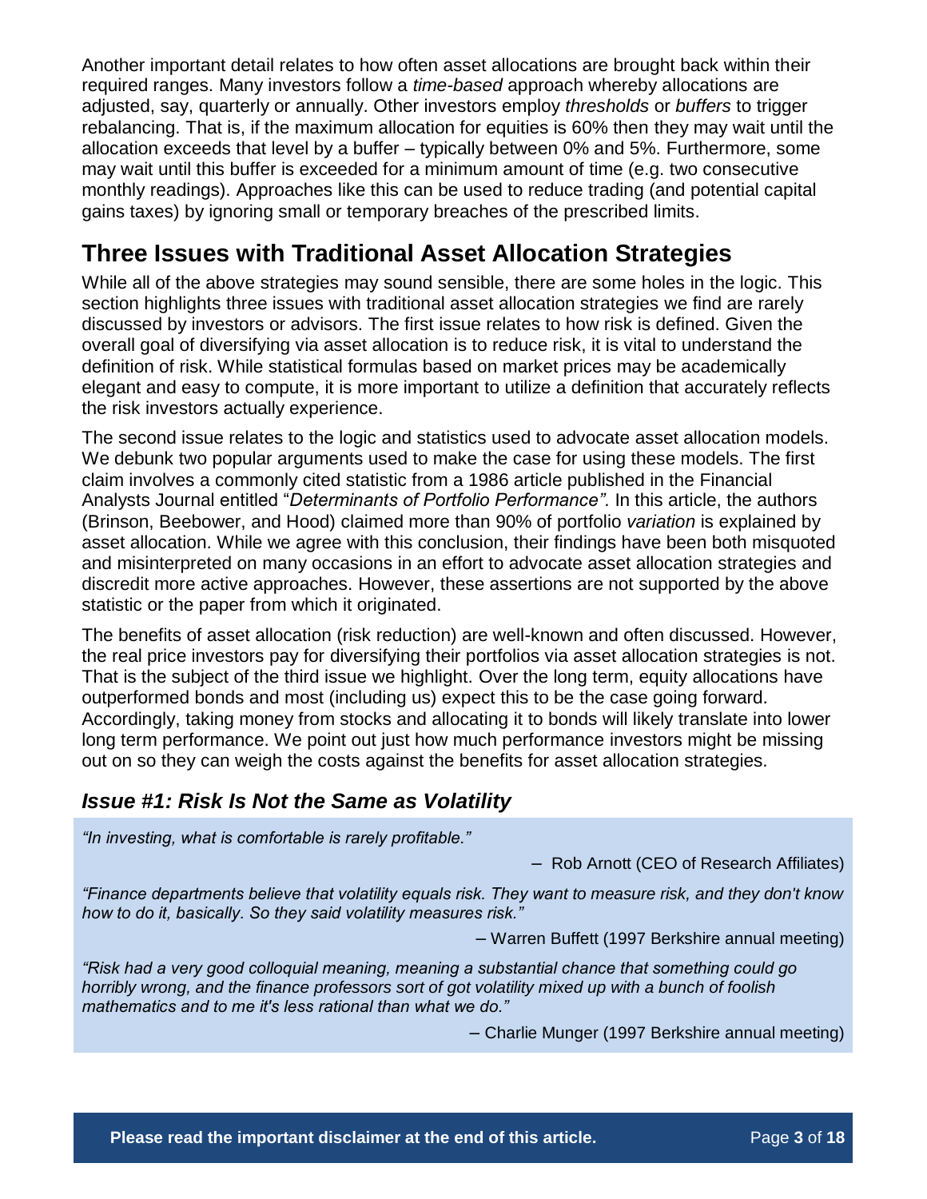Another important detail relates to how often asset allocations are brought back within their required ranges. Many investors follow a *time-based* approach whereby allocations are adjusted, say, quarterly or annually. Other investors employ *thresholds* or *buffers* to trigger rebalancing. That is, if the maximum allocation for equities is 60% then they may wait until the allocation exceeds that level by a buffer – typically between 0% and 5%. Furthermore, some may wait until this buffer is exceeded for a minimum amount of time (e.g. two consecutive monthly readings). Approaches like this can be used to reduce trading (and potential capital gains taxes) by ignoring small or temporary breaches of the prescribed limits.

## Three Issues with Traditional Asset Allocation Strategies

While all of the above strategies may sound sensible, there are some holes in the logic. This section highlights three issues with traditional asset allocation strategies we find are rarely discussed by investors or advisors. The first issue relates to how risk is defined. Given the overall goal of diversifying via asset allocation is to reduce risk, it is vital to understand the definition of risk. While statistical formulas based on market prices may be academically elegant and easy to compute, it is more important to utilize a definition that accurately reflects the risk investors actually experience.

The second issue relates to the logic and statistics used to advocate asset allocation models. We debunk two popular arguments used to make the case for using these models. The first claim involves a commonly cited statistic from a 1986 article published in the Financial Analysts Journal entitled "*Determinants of Portfolio Performance"*. In this article, the authors (Brinson, Beebower, and Hood) claimed more than 90% of portfolio *variation* is explained by asset allocation. While we agree with this conclusion, their findings have been both misquoted and misinterpreted on many occasions in an effort to advocate asset allocation strategies and discredit more active approaches. However, these assertions are not supported by the above statistic or the paper from which it originated.

The benefits of asset allocation (risk reduction) are well-known and often discussed. However, the real price investors pay for diversifying their portfolios via asset allocation strategies is not. That is the subject of the third issue we highlight. Over the long term, equity allocations have outperformed bonds and most (including us) expect this to be the case going forward. Accordingly, taking money from stocks and allocating it to bonds will likely translate into lower long term performance. We point out just how much performance investors might be missing out on so they can weigh the costs against the benefits for asset allocation strategies.

### *Issue #1: Risk Is Not the Same as Volatility*

*"In investing, what is comfortable is rarely profitable."*

– Rob Arnott (CEO of Research Affiliates)

*"Finance departments believe that volatility equals risk. They want to measure risk, and they don't know how to do it, basically. So they said volatility measures risk."*

– Warren Buffett (1997 Berkshire annual meeting)

*"Risk had a very good colloquial meaning, meaning a substantial chance that something could go horribly wrong, and the finance professors sort of got volatility mixed up with a bunch of foolish mathematics and to me it's less rational than what we do."*

– Charlie Munger (1997 Berkshire annual meeting)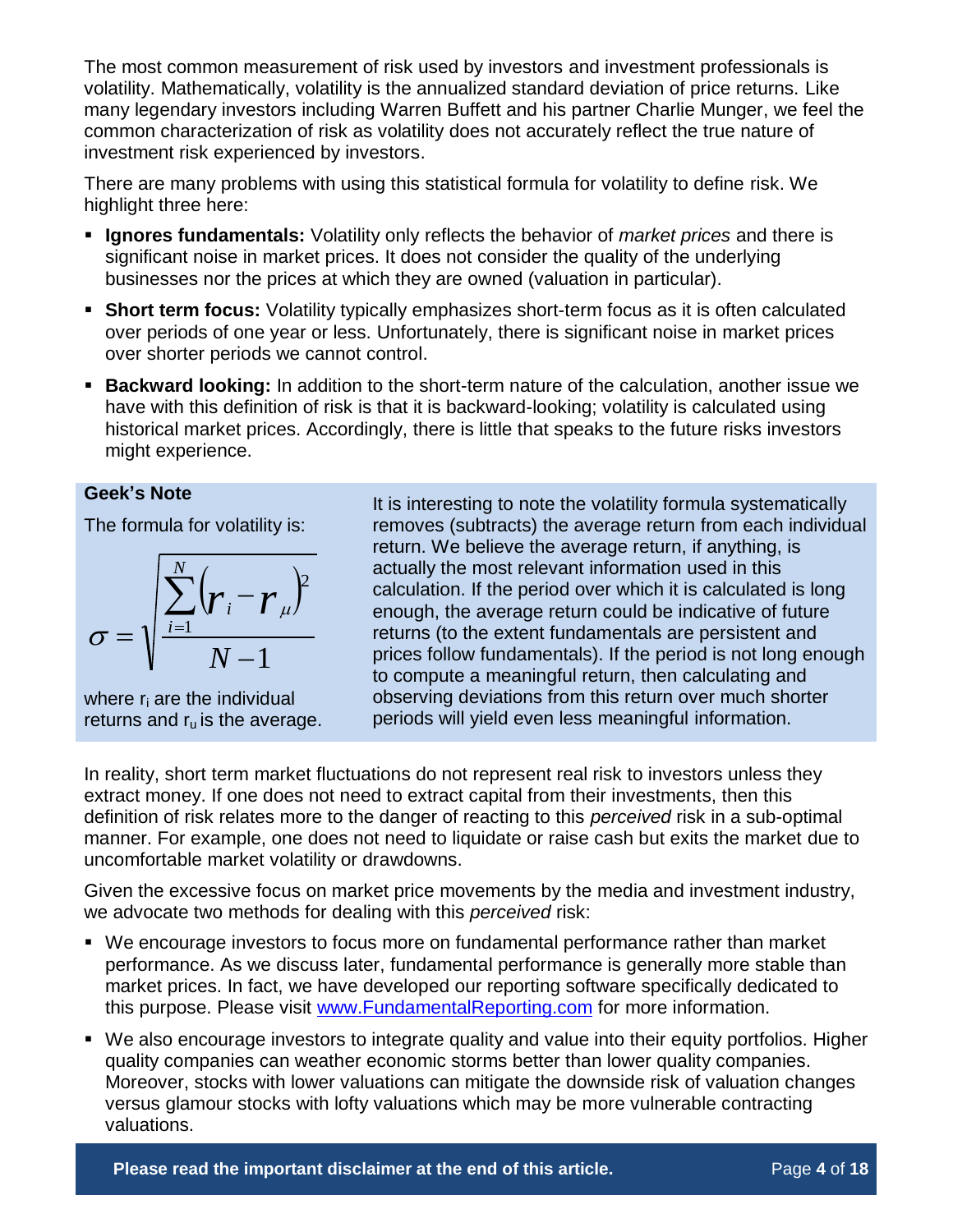The most common measurement of risk used by investors and investment professionals is volatility. Mathematically, volatility is the annualized standard deviation of price returns. Like many legendary investors including Warren Buffett and his partner Charlie Munger, we feel the common characterization of risk as volatility does not accurately reflect the true nature of investment risk experienced by investors.

There are many problems with using this statistical formula for volatility to define risk. We highlight three here:

- **Ignores fundamentals:** Volatility only reflects the behavior of *market prices* and there is significant noise in market prices. It does not consider the quality of the underlying businesses nor the prices at which they are owned (valuation in particular).
- **Short term focus:** Volatility typically emphasizes short-term focus as it is often calculated over periods of one year or less. Unfortunately, there is significant noise in market prices over shorter periods we cannot control.
- **Backward looking:** In addition to the short-term nature of the calculation, another issue we have with this definition of risk is that it is backward-looking; volatility is calculated using historical market prices. Accordingly, there is little that speaks to the future risks investors might experience.

**Geek's Note**

The formula for volatility is:

$$\sigma = \sqrt{\frac{\sum_{i=1}^{N}\left(r_i - r_\mu\right)^2}{N-1}}$$

where $r_i$ are the individual returns and $r_u$ is the average.

It is interesting to note the volatility formula systematically removes (subtracts) the average return from each individual return. We believe the average return, if anything, is actually the most relevant information used in this calculation. If the period over which it is calculated is long enough, the average return could be indicative of future returns (to the extent fundamentals are persistent and prices follow fundamentals). If the period is not long enough to compute a meaningful return, then calculating and observing deviations from this return over much shorter periods will yield even less meaningful information.

In reality, short term market fluctuations do not represent real risk to investors unless they extract money. If one does not need to extract capital from their investments, then this definition of risk relates more to the danger of reacting to this *perceived* risk in a sub-optimal manner. For example, one does not need to liquidate or raise cash but exits the market due to uncomfortable market volatility or drawdowns.

Given the excessive focus on market price movements by the media and investment industry, we advocate two methods for dealing with this *perceived* risk:

- We encourage investors to focus more on fundamental performance rather than market performance. As we discuss later, fundamental performance is generally more stable than market prices. In fact, we have developed our reporting software specifically dedicated to this purpose. Please visit www.FundamentalReporting.com for more information.
- We also encourage investors to integrate quality and value into their equity portfolios. Higher quality companies can weather economic storms better than lower quality companies. Moreover, stocks with lower valuations can mitigate the downside risk of valuation changes versus glamour stocks with lofty valuations which may be more vulnerable contracting valuations.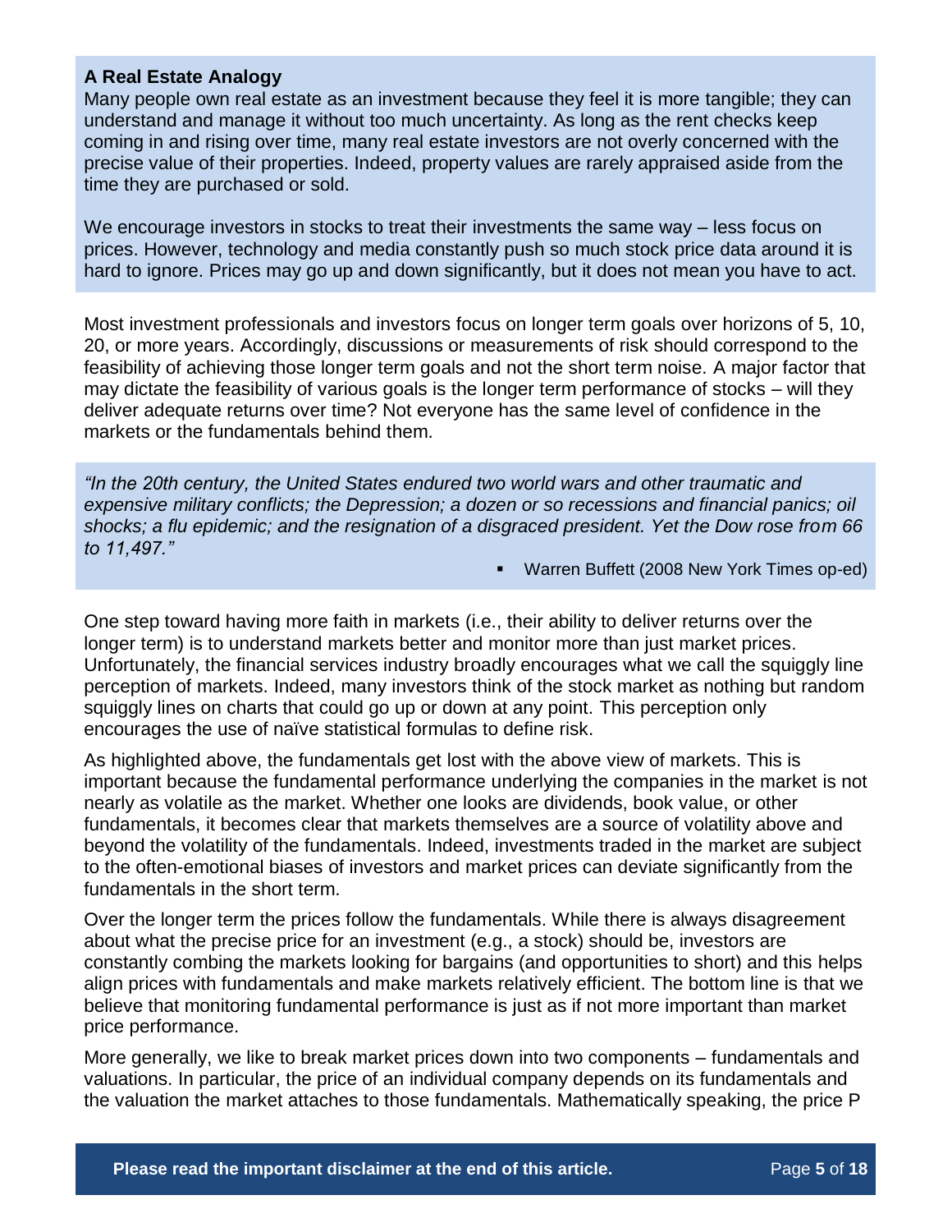**A Real Estate Analogy**

Many people own real estate as an investment because they feel it is more tangible; they can understand and manage it without too much uncertainty. As long as the rent checks keep coming in and rising over time, many real estate investors are not overly concerned with the precise value of their properties. Indeed, property values are rarely appraised aside from the time they are purchased or sold.

We encourage investors in stocks to treat their investments the same way – less focus on prices. However, technology and media constantly push so much stock price data around it is hard to ignore. Prices may go up and down significantly, but it does not mean you have to act.

Most investment professionals and investors focus on longer term goals over horizons of 5, 10, 20, or more years. Accordingly, discussions or measurements of risk should correspond to the feasibility of achieving those longer term goals and not the short term noise. A major factor that may dictate the feasibility of various goals is the longer term performance of stocks – will they deliver adequate returns over time? Not everyone has the same level of confidence in the markets or the fundamentals behind them.

> *"In the 20th century, the United States endured two world wars and other traumatic and expensive military conflicts; the Depression; a dozen or so recessions and financial panics; oil shocks; a flu epidemic; and the resignation of a disgraced president. Yet the Dow rose from 66 to 11,497."*
>
> - Warren Buffett (2008 New York Times op-ed)

One step toward having more faith in markets (i.e., their ability to deliver returns over the longer term) is to understand markets better and monitor more than just market prices. Unfortunately, the financial services industry broadly encourages what we call the squiggly line perception of markets. Indeed, many investors think of the stock market as nothing but random squiggly lines on charts that could go up or down at any point. This perception only encourages the use of naïve statistical formulas to define risk.

As highlighted above, the fundamentals get lost with the above view of markets. This is important because the fundamental performance underlying the companies in the market is not nearly as volatile as the market. Whether one looks are dividends, book value, or other fundamentals, it becomes clear that markets themselves are a source of volatility above and beyond the volatility of the fundamentals. Indeed, investments traded in the market are subject to the often-emotional biases of investors and market prices can deviate significantly from the fundamentals in the short term.

Over the longer term the prices follow the fundamentals. While there is always disagreement about what the precise price for an investment (e.g., a stock) should be, investors are constantly combing the markets looking for bargains (and opportunities to short) and this helps align prices with fundamentals and make markets relatively efficient. The bottom line is that we believe that monitoring fundamental performance is just as if not more important than market price performance.

More generally, we like to break market prices down into two components – fundamentals and valuations. In particular, the price of an individual company depends on its fundamentals and the valuation the market attaches to those fundamentals. Mathematically speaking, the price P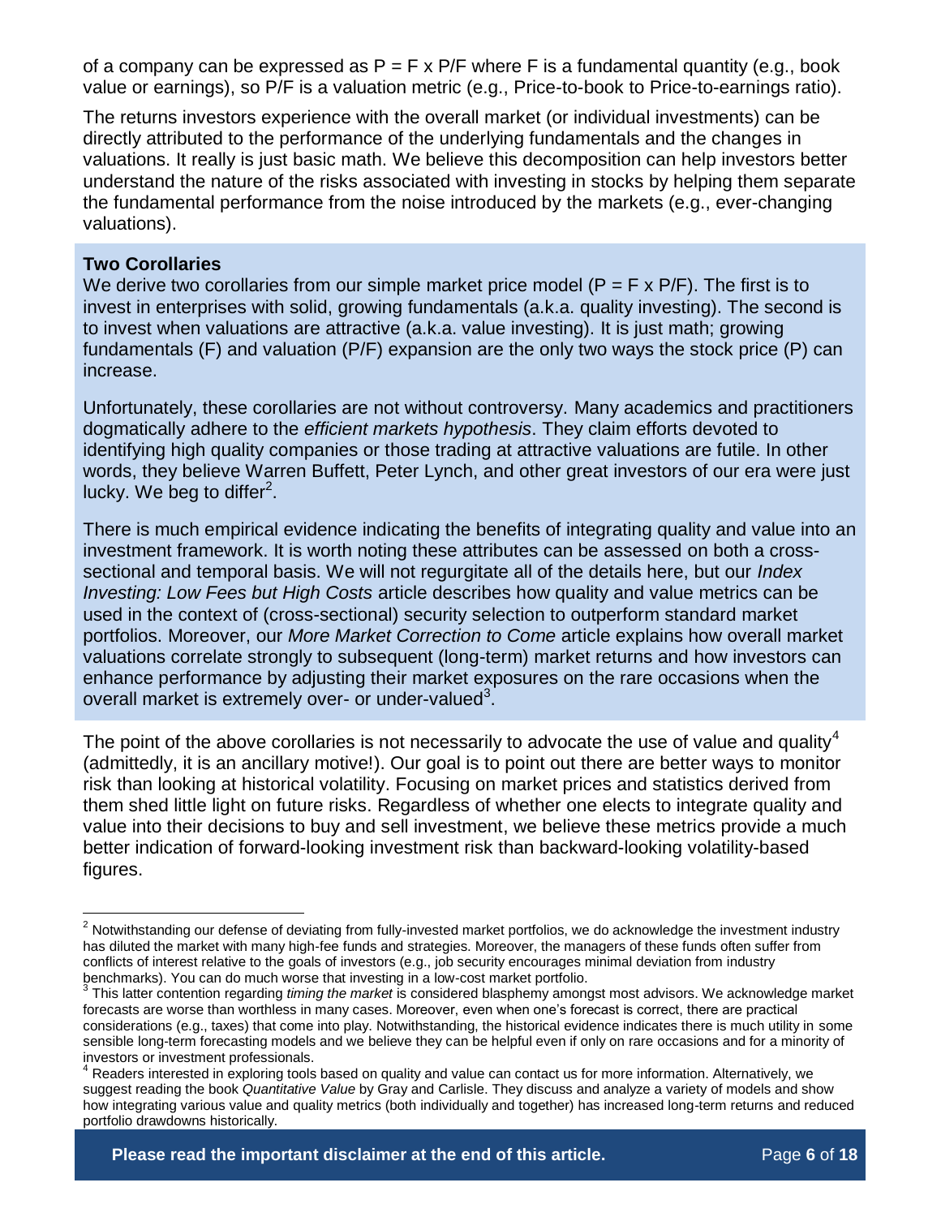of a company can be expressed as $P = F \times P/F$ where F is a fundamental quantity (e.g., book value or earnings), so P/F is a valuation metric (e.g., Price-to-book to Price-to-earnings ratio).

The returns investors experience with the overall market (or individual investments) can be directly attributed to the performance of the underlying fundamentals and the changes in valuations. It really is just basic math. We believe this decomposition can help investors better understand the nature of the risks associated with investing in stocks by helping them separate the fundamental performance from the noise introduced by the markets (e.g., ever-changing valuations).

**Two Corollaries**

We derive two corollaries from our simple market price model ($P = F \times P/F$). The first is to invest in enterprises with solid, growing fundamentals (a.k.a. quality investing). The second is to invest when valuations are attractive (a.k.a. value investing). It is just math; growing fundamentals (F) and valuation (P/F) expansion are the only two ways the stock price (P) can increase.

Unfortunately, these corollaries are not without controversy. Many academics and practitioners dogmatically adhere to the *efficient markets hypothesis*. They claim efforts devoted to identifying high quality companies or those trading at attractive valuations are futile. In other words, they believe Warren Buffett, Peter Lynch, and other great investors of our era were just lucky. We beg to differ[2].

There is much empirical evidence indicating the benefits of integrating quality and value into an investment framework. It is worth noting these attributes can be assessed on both a cross-sectional and temporal basis. We will not regurgitate all of the details here, but our *Index Investing: Low Fees but High Costs* article describes how quality and value metrics can be used in the context of (cross-sectional) security selection to outperform standard market portfolios. Moreover, our *More Market Correction to Come* article explains how overall market valuations correlate strongly to subsequent (long-term) market returns and how investors can enhance performance by adjusting their market exposures on the rare occasions when the overall market is extremely over- or under-valued[3].

The point of the above corollaries is not necessarily to advocate the use of value and quality[4] (admittedly, it is an ancillary motive!). Our goal is to point out there are better ways to monitor risk than looking at historical volatility. Focusing on market prices and statistics derived from them shed little light on future risks. Regardless of whether one elects to integrate quality and value into their decisions to buy and sell investment, we believe these metrics provide a much better indication of forward-looking investment risk than backward-looking volatility-based figures.

---

[2] Notwithstanding our defense of deviating from fully-invested market portfolios, we do acknowledge the investment industry has diluted the market with many high-fee funds and strategies. Moreover, the managers of these funds often suffer from conflicts of interest relative to the goals of investors (e.g., job security encourages minimal deviation from industry benchmarks). You can do much worse that investing in a low-cost market portfolio.

[3] This latter contention regarding *timing the market* is considered blasphemy amongst most advisors. We acknowledge market forecasts are worse than worthless in many cases. Moreover, even when one's forecast is correct, there are practical considerations (e.g., taxes) that come into play. Notwithstanding, the historical evidence indicates there is much utility in some sensible long-term forecasting models and we believe they can be helpful even if only on rare occasions and for a minority of investors or investment professionals.

[4] Readers interested in exploring tools based on quality and value can contact us for more information. Alternatively, we suggest reading the book *Quantitative Value* by Gray and Carlisle. They discuss and analyze a variety of models and show how integrating various value and quality metrics (both individually and together) has increased long-term returns and reduced portfolio drawdowns historically.

**Please read the important disclaimer at the end of this article.**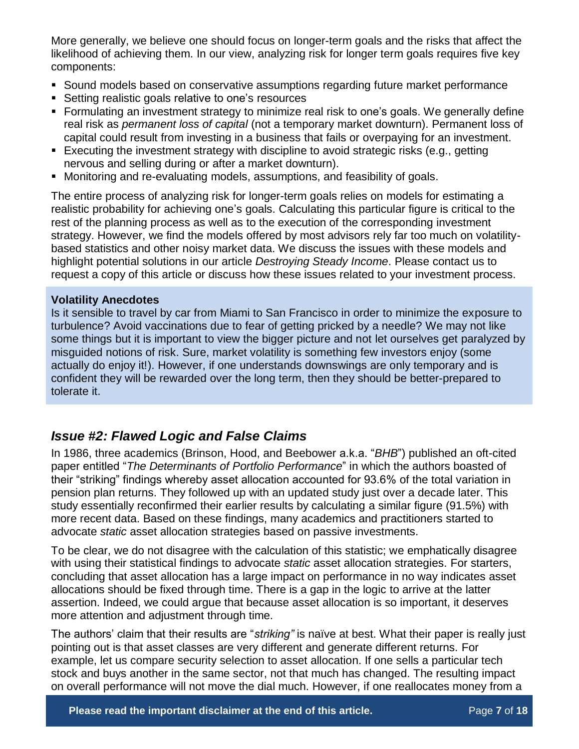More generally, we believe one should focus on longer-term goals and the risks that affect the likelihood of achieving them. In our view, analyzing risk for longer term goals requires five key components:

- Sound models based on conservative assumptions regarding future market performance
- Setting realistic goals relative to one's resources
- Formulating an investment strategy to minimize real risk to one's goals. We generally define real risk as *permanent loss of capital* (not a temporary market downturn). Permanent loss of capital could result from investing in a business that fails or overpaying for an investment.
- Executing the investment strategy with discipline to avoid strategic risks (e.g., getting nervous and selling during or after a market downturn).
- Monitoring and re-evaluating models, assumptions, and feasibility of goals.

The entire process of analyzing risk for longer-term goals relies on models for estimating a realistic probability for achieving one's goals. Calculating this particular figure is critical to the rest of the planning process as well as to the execution of the corresponding investment strategy. However, we find the models offered by most advisors rely far too much on volatility-based statistics and other noisy market data. We discuss the issues with these models and highlight potential solutions in our article *Destroying Steady Income*. Please contact us to request a copy of this article or discuss how these issues related to your investment process.

**Volatility Anecdotes**

Is it sensible to travel by car from Miami to San Francisco in order to minimize the exposure to turbulence? Avoid vaccinations due to fear of getting pricked by a needle? We may not like some things but it is important to view the bigger picture and not let ourselves get paralyzed by misguided notions of risk. Sure, market volatility is something few investors enjoy (some actually do enjoy it!). However, if one understands downswings are only temporary and is confident they will be rewarded over the long term, then they should be better-prepared to tolerate it.

## *Issue #2: Flawed Logic and False Claims*

In 1986, three academics (Brinson, Hood, and Beebower a.k.a. "*BHB*") published an oft-cited paper entitled "*The Determinants of Portfolio Performance*" in which the authors boasted of their "striking" findings whereby asset allocation accounted for 93.6% of the total variation in pension plan returns. They followed up with an updated study just over a decade later. This study essentially reconfirmed their earlier results by calculating a similar figure (91.5%) with more recent data. Based on these findings, many academics and practitioners started to advocate *static* asset allocation strategies based on passive investments.

To be clear, we do not disagree with the calculation of this statistic; we emphatically disagree with using their statistical findings to advocate *static* asset allocation strategies. For starters, concluding that asset allocation has a large impact on performance in no way indicates asset allocations should be fixed through time. There is a gap in the logic to arrive at the latter assertion. Indeed, we could argue that because asset allocation is so important, it deserves more attention and adjustment through time.

The authors' claim that their results are "*striking"* is naïve at best. What their paper is really just pointing out is that asset classes are very different and generate different returns. For example, let us compare security selection to asset allocation. If one sells a particular tech stock and buys another in the same sector, not that much has changed. The resulting impact on overall performance will not move the dial much. However, if one reallocates money from a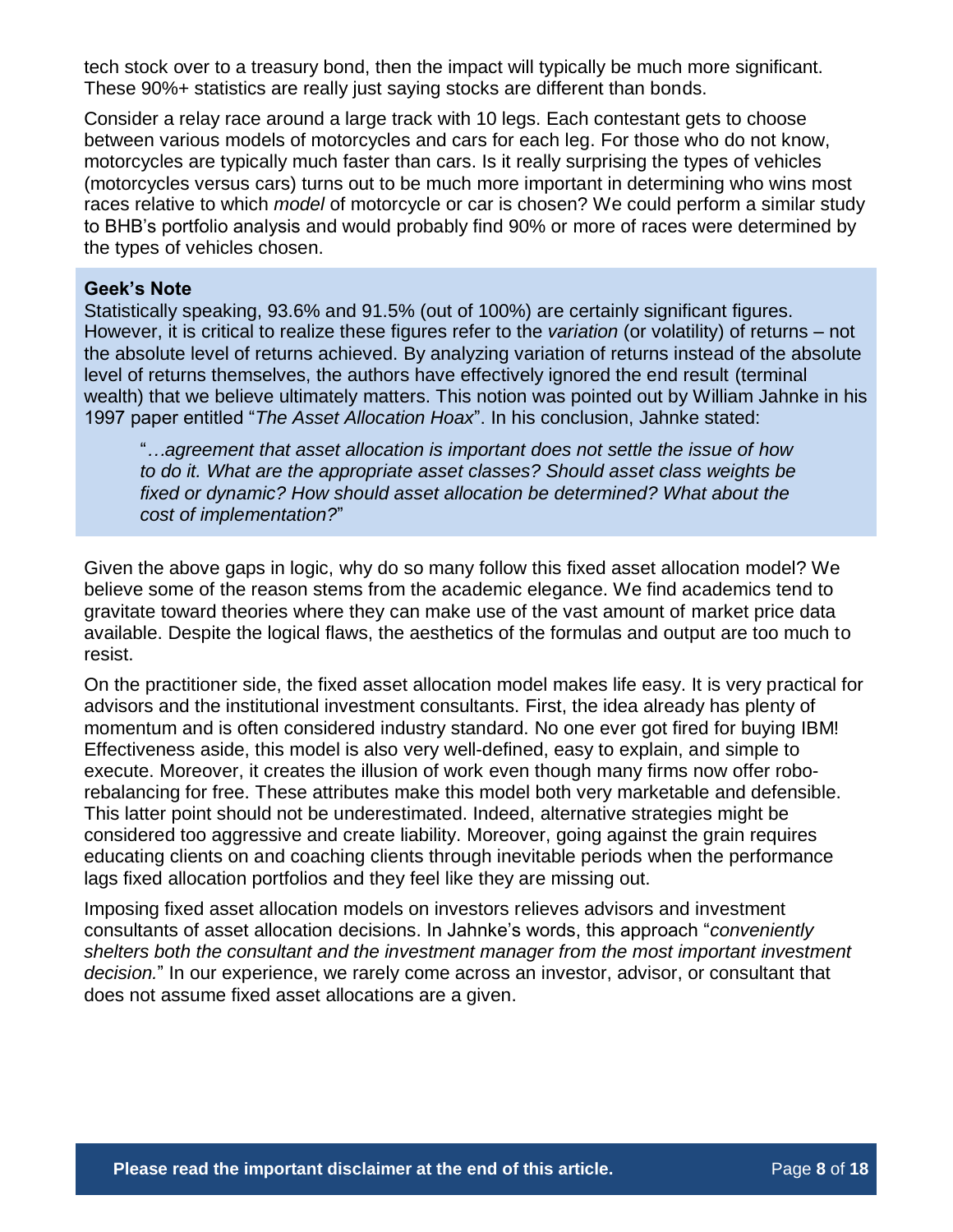tech stock over to a treasury bond, then the impact will typically be much more significant. These 90%+ statistics are really just saying stocks are different than bonds.

Consider a relay race around a large track with 10 legs. Each contestant gets to choose between various models of motorcycles and cars for each leg. For those who do not know, motorcycles are typically much faster than cars. Is it really surprising the types of vehicles (motorcycles versus cars) turns out to be much more important in determining who wins most races relative to which *model* of motorcycle or car is chosen? We could perform a similar study to BHB's portfolio analysis and would probably find 90% or more of races were determined by the types of vehicles chosen.

**Geek's Note**

Statistically speaking, 93.6% and 91.5% (out of 100%) are certainly significant figures. However, it is critical to realize these figures refer to the *variation* (or volatility) of returns – not the absolute level of returns achieved. By analyzing variation of returns instead of the absolute level of returns themselves, the authors have effectively ignored the end result (terminal wealth) that we believe ultimately matters. This notion was pointed out by William Jahnke in his 1997 paper entitled "*The Asset Allocation Hoax*". In his conclusion, Jahnke stated:

> "*…agreement that asset allocation is important does not settle the issue of how to do it. What are the appropriate asset classes? Should asset class weights be fixed or dynamic? How should asset allocation be determined? What about the cost of implementation?*"

Given the above gaps in logic, why do so many follow this fixed asset allocation model? We believe some of the reason stems from the academic elegance. We find academics tend to gravitate toward theories where they can make use of the vast amount of market price data available. Despite the logical flaws, the aesthetics of the formulas and output are too much to resist.

On the practitioner side, the fixed asset allocation model makes life easy. It is very practical for advisors and the institutional investment consultants. First, the idea already has plenty of momentum and is often considered industry standard. No one ever got fired for buying IBM! Effectiveness aside, this model is also very well-defined, easy to explain, and simple to execute. Moreover, it creates the illusion of work even though many firms now offer robo-rebalancing for free. These attributes make this model both very marketable and defensible. This latter point should not be underestimated. Indeed, alternative strategies might be considered too aggressive and create liability. Moreover, going against the grain requires educating clients on and coaching clients through inevitable periods when the performance lags fixed allocation portfolios and they feel like they are missing out.

Imposing fixed asset allocation models on investors relieves advisors and investment consultants of asset allocation decisions. In Jahnke's words, this approach "*conveniently shelters both the consultant and the investment manager from the most important investment decision.*" In our experience, we rarely come across an investor, advisor, or consultant that does not assume fixed asset allocations are a given.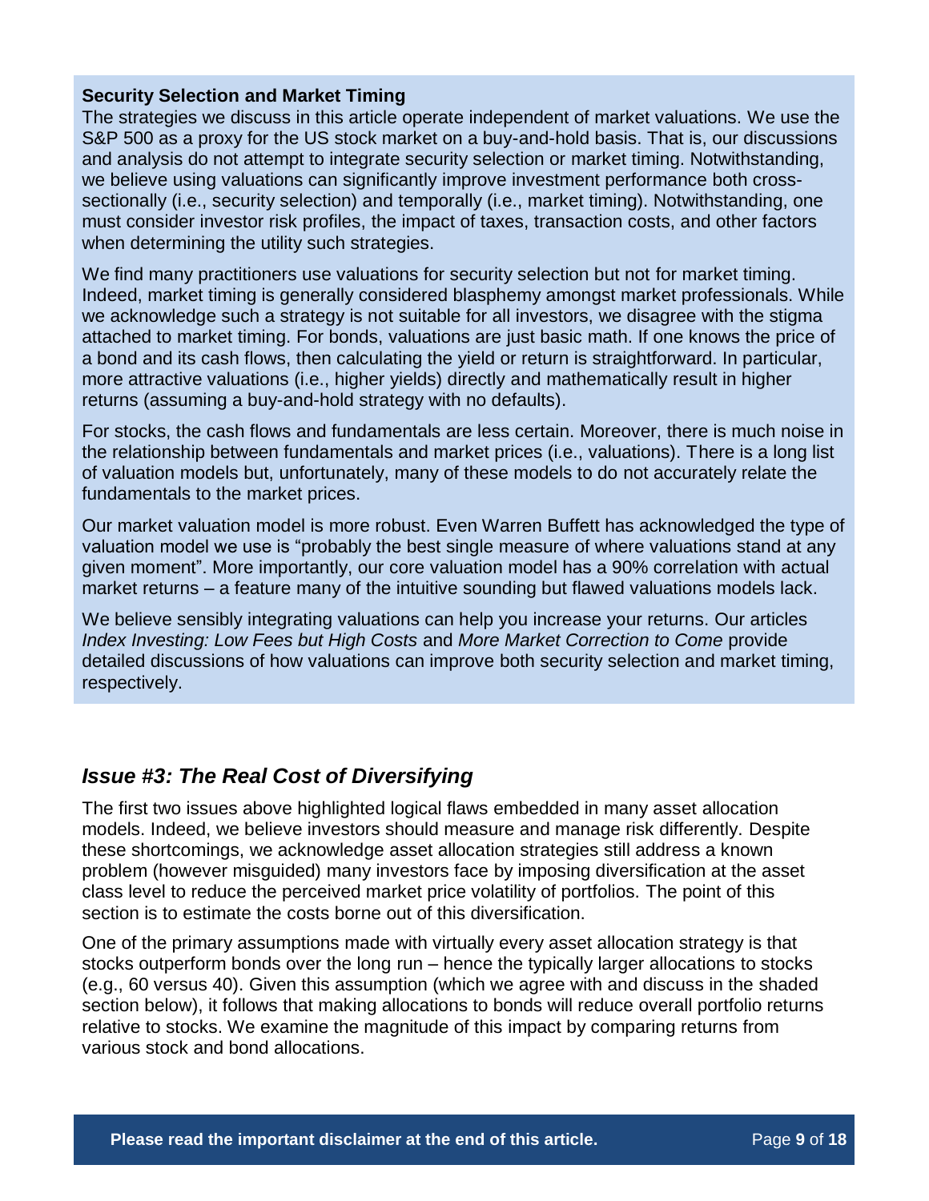**Security Selection and Market Timing**

The strategies we discuss in this article operate independent of market valuations. We use the S&P 500 as a proxy for the US stock market on a buy-and-hold basis. That is, our discussions and analysis do not attempt to integrate security selection or market timing. Notwithstanding, we believe using valuations can significantly improve investment performance both cross-sectionally (i.e., security selection) and temporally (i.e., market timing). Notwithstanding, one must consider investor risk profiles, the impact of taxes, transaction costs, and other factors when determining the utility such strategies.

We find many practitioners use valuations for security selection but not for market timing. Indeed, market timing is generally considered blasphemy amongst market professionals. While we acknowledge such a strategy is not suitable for all investors, we disagree with the stigma attached to market timing. For bonds, valuations are just basic math. If one knows the price of a bond and its cash flows, then calculating the yield or return is straightforward. In particular, more attractive valuations (i.e., higher yields) directly and mathematically result in higher returns (assuming a buy-and-hold strategy with no defaults).

For stocks, the cash flows and fundamentals are less certain. Moreover, there is much noise in the relationship between fundamentals and market prices (i.e., valuations). There is a long list of valuation models but, unfortunately, many of these models to do not accurately relate the fundamentals to the market prices.

Our market valuation model is more robust. Even Warren Buffett has acknowledged the type of valuation model we use is "probably the best single measure of where valuations stand at any given moment". More importantly, our core valuation model has a 90% correlation with actual market returns – a feature many of the intuitive sounding but flawed valuations models lack.

We believe sensibly integrating valuations can help you increase your returns. Our articles *Index Investing: Low Fees but High Costs* and *More Market Correction to Come* provide detailed discussions of how valuations can improve both security selection and market timing, respectively.

## *Issue #3: The Real Cost of Diversifying*

The first two issues above highlighted logical flaws embedded in many asset allocation models. Indeed, we believe investors should measure and manage risk differently. Despite these shortcomings, we acknowledge asset allocation strategies still address a known problem (however misguided) many investors face by imposing diversification at the asset class level to reduce the perceived market price volatility of portfolios. The point of this section is to estimate the costs borne out of this diversification.

One of the primary assumptions made with virtually every asset allocation strategy is that stocks outperform bonds over the long run – hence the typically larger allocations to stocks (e.g., 60 versus 40). Given this assumption (which we agree with and discuss in the shaded section below), it follows that making allocations to bonds will reduce overall portfolio returns relative to stocks. We examine the magnitude of this impact by comparing returns from various stock and bond allocations.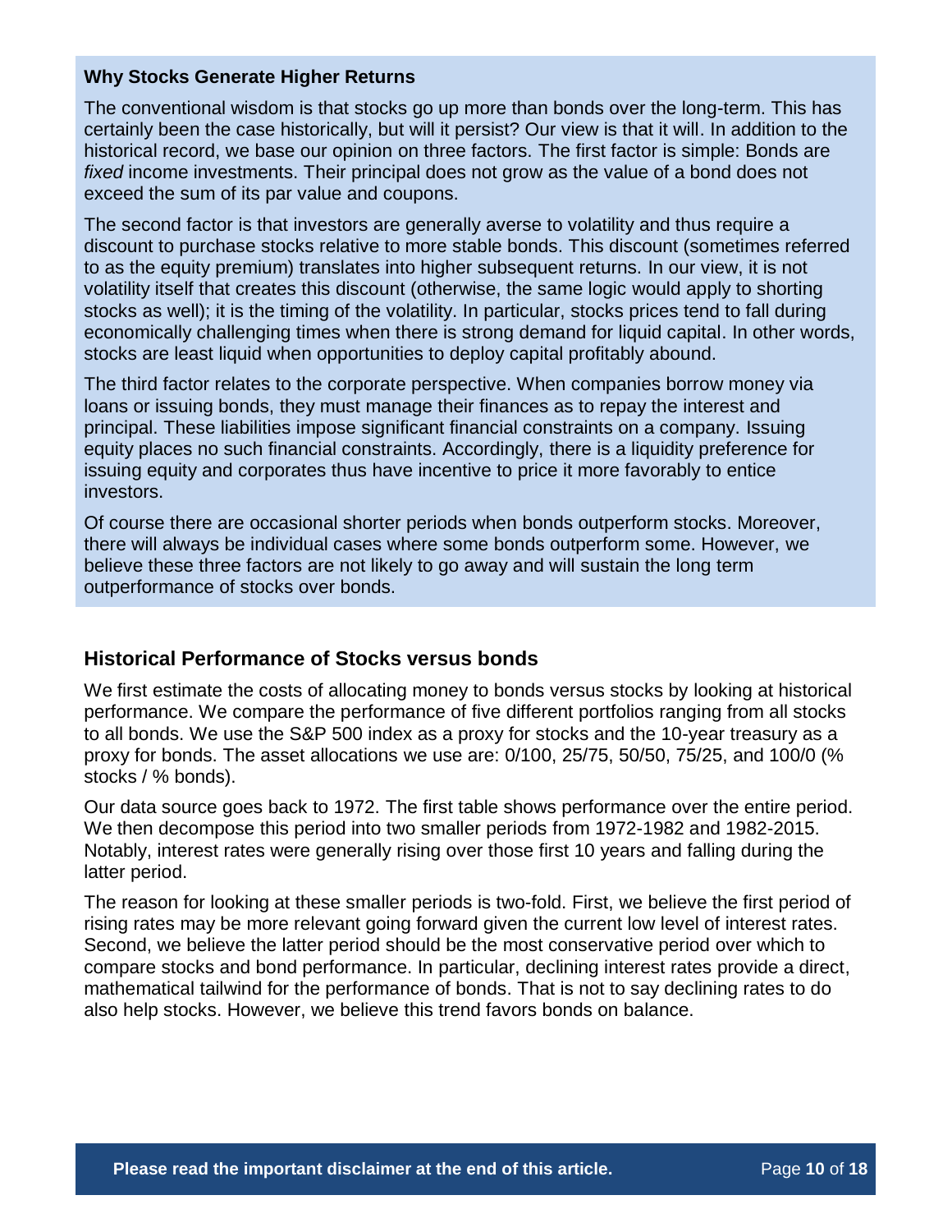### Why Stocks Generate Higher Returns

The conventional wisdom is that stocks go up more than bonds over the long-term. This has certainly been the case historically, but will it persist? Our view is that it will. In addition to the historical record, we base our opinion on three factors. The first factor is simple: Bonds are *fixed* income investments. Their principal does not grow as the value of a bond does not exceed the sum of its par value and coupons.

The second factor is that investors are generally averse to volatility and thus require a discount to purchase stocks relative to more stable bonds. This discount (sometimes referred to as the equity premium) translates into higher subsequent returns. In our view, it is not volatility itself that creates this discount (otherwise, the same logic would apply to shorting stocks as well); it is the timing of the volatility. In particular, stocks prices tend to fall during economically challenging times when there is strong demand for liquid capital. In other words, stocks are least liquid when opportunities to deploy capital profitably abound.

The third factor relates to the corporate perspective. When companies borrow money via loans or issuing bonds, they must manage their finances as to repay the interest and principal. These liabilities impose significant financial constraints on a company. Issuing equity places no such financial constraints. Accordingly, there is a liquidity preference for issuing equity and corporates thus have incentive to price it more favorably to entice investors.

Of course there are occasional shorter periods when bonds outperform stocks. Moreover, there will always be individual cases where some bonds outperform some. However, we believe these three factors are not likely to go away and will sustain the long term outperformance of stocks over bonds.

## Historical Performance of Stocks versus bonds

We first estimate the costs of allocating money to bonds versus stocks by looking at historical performance. We compare the performance of five different portfolios ranging from all stocks to all bonds. We use the S&P 500 index as a proxy for stocks and the 10-year treasury as a proxy for bonds. The asset allocations we use are: 0/100, 25/75, 50/50, 75/25, and 100/0 (% stocks / % bonds).

Our data source goes back to 1972. The first table shows performance over the entire period. We then decompose this period into two smaller periods from 1972-1982 and 1982-2015. Notably, interest rates were generally rising over those first 10 years and falling during the latter period.

The reason for looking at these smaller periods is two-fold. First, we believe the first period of rising rates may be more relevant going forward given the current low level of interest rates. Second, we believe the latter period should be the most conservative period over which to compare stocks and bond performance. In particular, declining interest rates provide a direct, mathematical tailwind for the performance of bonds. That is not to say declining rates to do also help stocks. However, we believe this trend favors bonds on balance.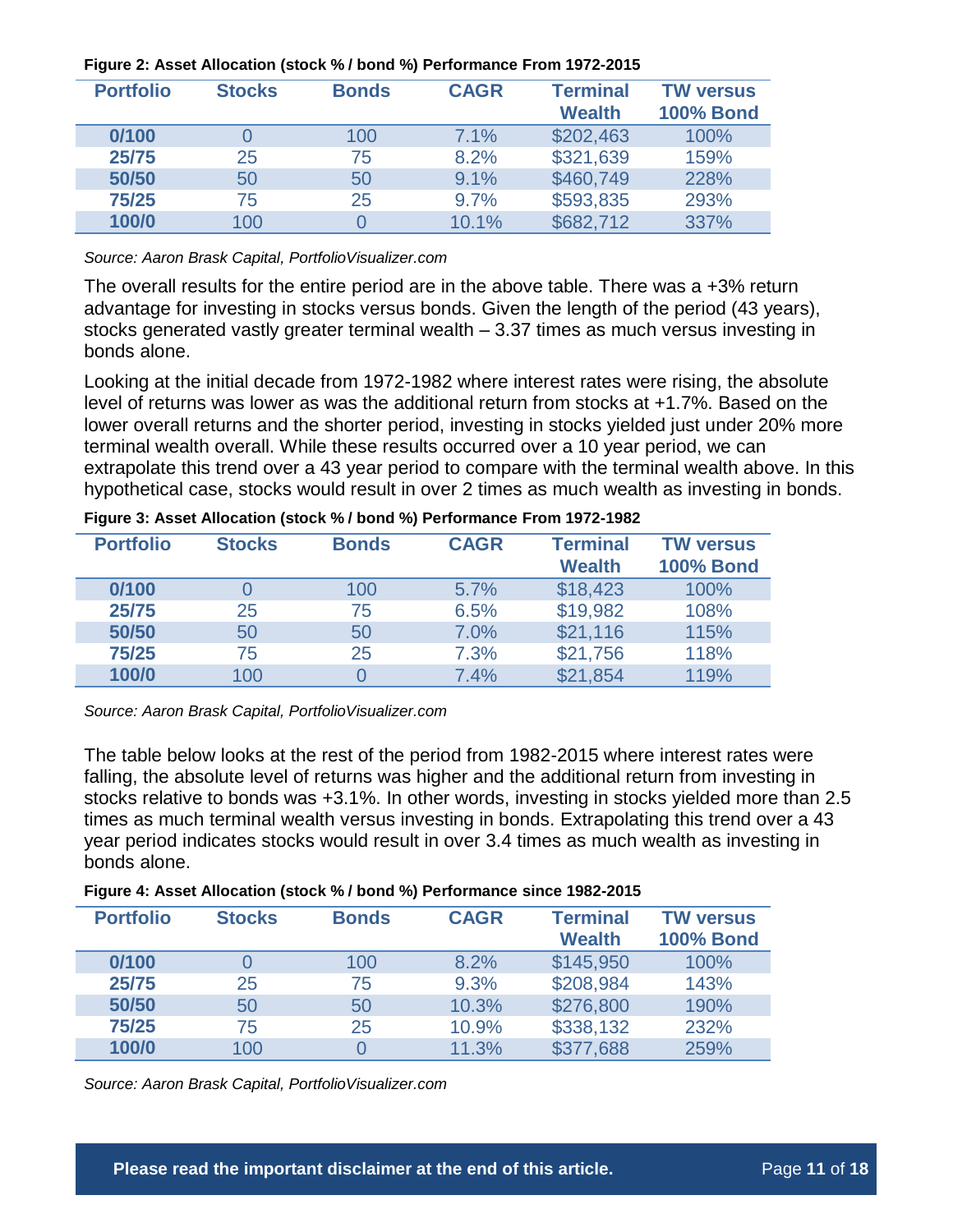**Figure 2: Asset Allocation (stock % / bond %) Performance From 1972-2015**

| Portfolio | Stocks | Bonds | CAGR | Terminal Wealth | TW versus 100% Bond |
|---|---|---|---|---|---|
| 0/100 | 0 | 100 | 7.1% | $202,463 | 100% |
| 25/75 | 25 | 75 | 8.2% | $321,639 | 159% |
| 50/50 | 50 | 50 | 9.1% | $460,749 | 228% |
| 75/25 | 75 | 25 | 9.7% | $593,835 | 293% |
| 100/0 | 100 | 0 | 10.1% | $682,712 | 337% |

*Source: Aaron Brask Capital, PortfolioVisualizer.com*

The overall results for the entire period are in the above table. There was a +3% return advantage for investing in stocks versus bonds. Given the length of the period (43 years), stocks generated vastly greater terminal wealth – 3.37 times as much versus investing in bonds alone.

Looking at the initial decade from 1972-1982 where interest rates were rising, the absolute level of returns was lower as was the additional return from stocks at +1.7%. Based on the lower overall returns and the shorter period, investing in stocks yielded just under 20% more terminal wealth overall. While these results occurred over a 10 year period, we can extrapolate this trend over a 43 year period to compare with the terminal wealth above. In this hypothetical case, stocks would result in over 2 times as much wealth as investing in bonds.

**Figure 3: Asset Allocation (stock % / bond %) Performance From 1972-1982**

| Portfolio | Stocks | Bonds | CAGR | Terminal Wealth | TW versus 100% Bond |
|---|---|---|---|---|---|
| 0/100 | 0 | 100 | 5.7% | $18,423 | 100% |
| 25/75 | 25 | 75 | 6.5% | $19,982 | 108% |
| 50/50 | 50 | 50 | 7.0% | $21,116 | 115% |
| 75/25 | 75 | 25 | 7.3% | $21,756 | 118% |
| 100/0 | 100 | 0 | 7.4% | $21,854 | 119% |

*Source: Aaron Brask Capital, PortfolioVisualizer.com*

The table below looks at the rest of the period from 1982-2015 where interest rates were falling, the absolute level of returns was higher and the additional return from investing in stocks relative to bonds was +3.1%. In other words, investing in stocks yielded more than 2.5 times as much terminal wealth versus investing in bonds. Extrapolating this trend over a 43 year period indicates stocks would result in over 3.4 times as much wealth as investing in bonds alone.

**Figure 4: Asset Allocation (stock % / bond %) Performance since 1982-2015**

| Portfolio | Stocks | Bonds | CAGR | Terminal Wealth | TW versus 100% Bond |
|---|---|---|---|---|---|
| 0/100 | 0 | 100 | 8.2% | $145,950 | 100% |
| 25/75 | 25 | 75 | 9.3% | $208,984 | 143% |
| 50/50 | 50 | 50 | 10.3% | $276,800 | 190% |
| 75/25 | 75 | 25 | 10.9% | $338,132 | 232% |
| 100/0 | 100 | 0 | 11.3% | $377,688 | 259% |

*Source: Aaron Brask Capital, PortfolioVisualizer.com*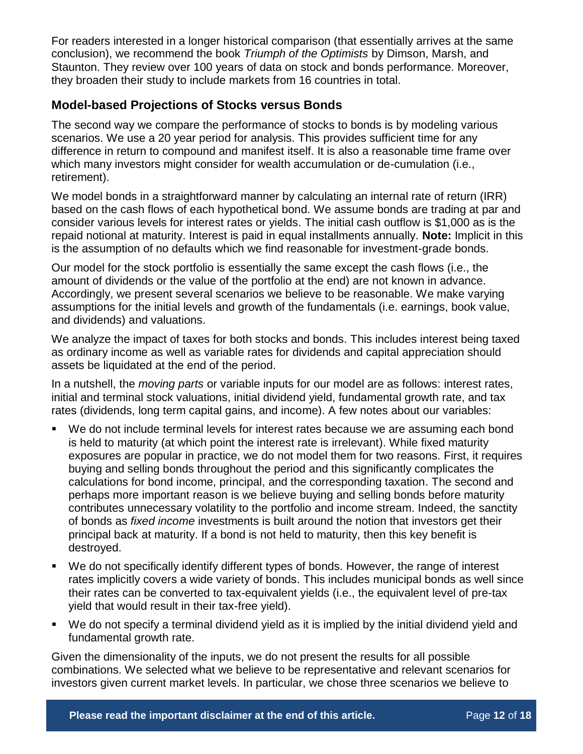For readers interested in a longer historical comparison (that essentially arrives at the same conclusion), we recommend the book *Triumph of the Optimists* by Dimson, Marsh, and Staunton. They review over 100 years of data on stock and bonds performance. Moreover, they broaden their study to include markets from 16 countries in total.

## Model-based Projections of Stocks versus Bonds

The second way we compare the performance of stocks to bonds is by modeling various scenarios. We use a 20 year period for analysis. This provides sufficient time for any difference in return to compound and manifest itself. It is also a reasonable time frame over which many investors might consider for wealth accumulation or de-cumulation (i.e., retirement).

We model bonds in a straightforward manner by calculating an internal rate of return (IRR) based on the cash flows of each hypothetical bond. We assume bonds are trading at par and consider various levels for interest rates or yields. The initial cash outflow is $1,000 as is the repaid notional at maturity. Interest is paid in equal installments annually. **Note:** Implicit in this is the assumption of no defaults which we find reasonable for investment-grade bonds.

Our model for the stock portfolio is essentially the same except the cash flows (i.e., the amount of dividends or the value of the portfolio at the end) are not known in advance. Accordingly, we present several scenarios we believe to be reasonable. We make varying assumptions for the initial levels and growth of the fundamentals (i.e. earnings, book value, and dividends) and valuations.

We analyze the impact of taxes for both stocks and bonds. This includes interest being taxed as ordinary income as well as variable rates for dividends and capital appreciation should assets be liquidated at the end of the period.

In a nutshell, the *moving parts* or variable inputs for our model are as follows: interest rates, initial and terminal stock valuations, initial dividend yield, fundamental growth rate, and tax rates (dividends, long term capital gains, and income). A few notes about our variables:

- We do not include terminal levels for interest rates because we are assuming each bond is held to maturity (at which point the interest rate is irrelevant). While fixed maturity exposures are popular in practice, we do not model them for two reasons. First, it requires buying and selling bonds throughout the period and this significantly complicates the calculations for bond income, principal, and the corresponding taxation. The second and perhaps more important reason is we believe buying and selling bonds before maturity contributes unnecessary volatility to the portfolio and income stream. Indeed, the sanctity of bonds as *fixed income* investments is built around the notion that investors get their principal back at maturity. If a bond is not held to maturity, then this key benefit is destroyed.
- We do not specifically identify different types of bonds. However, the range of interest rates implicitly covers a wide variety of bonds. This includes municipal bonds as well since their rates can be converted to tax-equivalent yields (i.e., the equivalent level of pre-tax yield that would result in their tax-free yield).
- We do not specify a terminal dividend yield as it is implied by the initial dividend yield and fundamental growth rate.

Given the dimensionality of the inputs, we do not present the results for all possible combinations. We selected what we believe to be representative and relevant scenarios for investors given current market levels. In particular, we chose three scenarios we believe to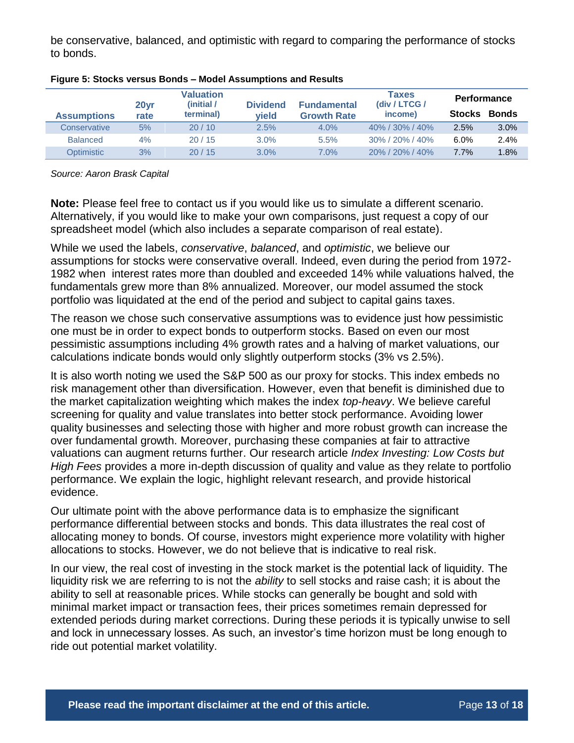be conservative, balanced, and optimistic with regard to comparing the performance of stocks to bonds.

**Figure 5: Stocks versus Bonds – Model Assumptions and Results**

| Assumptions | 20yr rate | Valuation (initial / terminal) | Dividend yield | Fundamental Growth Rate | Taxes (div / LTCG / income) | Performance | |
|---|---|---|---|---|---|---|---|
| | | | | | | Stocks | Bonds |
| Conservative | 5% | 20 / 10 | 2.5% | 4.0% | 40% / 30% / 40% | 2.5% | 3.0% |
| Balanced | 4% | 20 / 15 | 3.0% | 5.5% | 30% / 20% / 40% | 6.0% | 2.4% |
| Optimistic | 3% | 20 / 15 | 3.0% | 7.0% | 20% / 20% / 40% | 7.7% | 1.8% |

*Source: Aaron Brask Capital*

**Note:** Please feel free to contact us if you would like us to simulate a different scenario. Alternatively, if you would like to make your own comparisons, just request a copy of our spreadsheet model (which also includes a separate comparison of real estate).

While we used the labels, *conservative*, *balanced*, and *optimistic*, we believe our assumptions for stocks were conservative overall. Indeed, even during the period from 1972-1982 when interest rates more than doubled and exceeded 14% while valuations halved, the fundamentals grew more than 8% annualized. Moreover, our model assumed the stock portfolio was liquidated at the end of the period and subject to capital gains taxes.

The reason we chose such conservative assumptions was to evidence just how pessimistic one must be in order to expect bonds to outperform stocks. Based on even our most pessimistic assumptions including 4% growth rates and a halving of market valuations, our calculations indicate bonds would only slightly outperform stocks (3% vs 2.5%).

It is also worth noting we used the S&P 500 as our proxy for stocks. This index embeds no risk management other than diversification. However, even that benefit is diminished due to the market capitalization weighting which makes the index *top-heavy*. We believe careful screening for quality and value translates into better stock performance. Avoiding lower quality businesses and selecting those with higher and more robust growth can increase the over fundamental growth. Moreover, purchasing these companies at fair to attractive valuations can augment returns further. Our research article *Index Investing: Low Costs but High Fees* provides a more in-depth discussion of quality and value as they relate to portfolio performance. We explain the logic, highlight relevant research, and provide historical evidence.

Our ultimate point with the above performance data is to emphasize the significant performance differential between stocks and bonds. This data illustrates the real cost of allocating money to bonds. Of course, investors might experience more volatility with higher allocations to stocks. However, we do not believe that is indicative to real risk.

In our view, the real cost of investing in the stock market is the potential lack of liquidity. The liquidity risk we are referring to is not the *ability* to sell stocks and raise cash; it is about the ability to sell at reasonable prices. While stocks can generally be bought and sold with minimal market impact or transaction fees, their prices sometimes remain depressed for extended periods during market corrections. During these periods it is typically unwise to sell and lock in unnecessary losses. As such, an investor's time horizon must be long enough to ride out potential market volatility.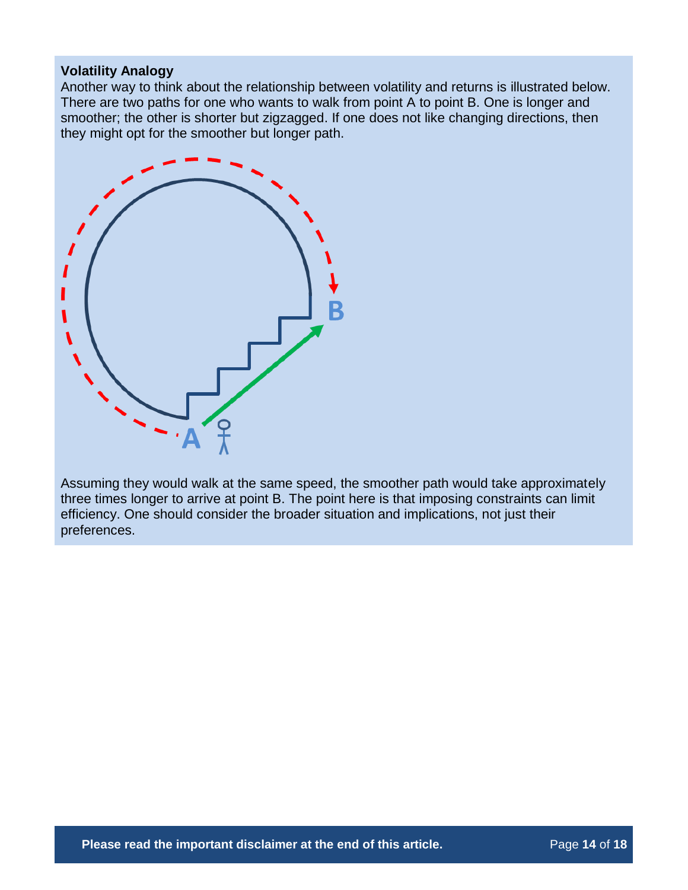**Volatility Analogy**

Another way to think about the relationship between volatility and returns is illustrated below. There are two paths for one who wants to walk from point A to point B. One is longer and smoother; the other is shorter but zigzagged. If one does not like changing directions, then they might opt for the smoother but longer path.

Assuming they would walk at the same speed, the smoother path would take approximately three times longer to arrive at point B. The point here is that imposing constraints can limit efficiency. One should consider the broader situation and implications, not just their preferences.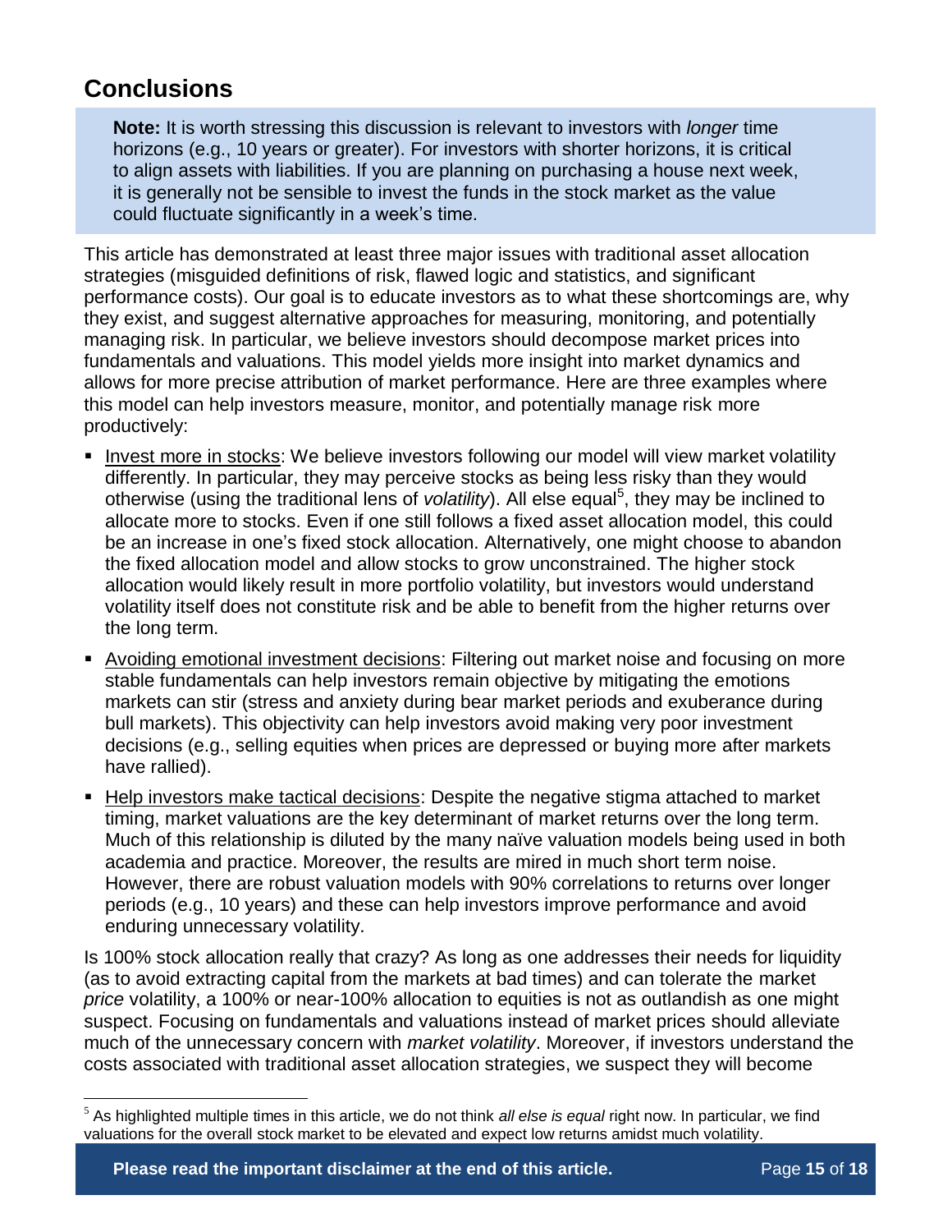## Conclusions

> **Note:** It is worth stressing this discussion is relevant to investors with *longer* time horizons (e.g., 10 years or greater). For investors with shorter horizons, it is critical to align assets with liabilities. If you are planning on purchasing a house next week, it is generally not be sensible to invest the funds in the stock market as the value could fluctuate significantly in a week's time.

This article has demonstrated at least three major issues with traditional asset allocation strategies (misguided definitions of risk, flawed logic and statistics, and significant performance costs). Our goal is to educate investors as to what these shortcomings are, why they exist, and suggest alternative approaches for measuring, monitoring, and potentially managing risk. In particular, we believe investors should decompose market prices into fundamentals and valuations. This model yields more insight into market dynamics and allows for more precise attribution of market performance. Here are three examples where this model can help investors measure, monitor, and potentially manage risk more productively:

- <u>Invest more in stocks</u>: We believe investors following our model will view market volatility differently. In particular, they may perceive stocks as being less risky than they would otherwise (using the traditional lens of *volatility*). All else equal[5], they may be inclined to allocate more to stocks. Even if one still follows a fixed asset allocation model, this could be an increase in one's fixed stock allocation. Alternatively, one might choose to abandon the fixed allocation model and allow stocks to grow unconstrained. The higher stock allocation would likely result in more portfolio volatility, but investors would understand volatility itself does not constitute risk and be able to benefit from the higher returns over the long term.
- <u>Avoiding emotional investment decisions</u>: Filtering out market noise and focusing on more stable fundamentals can help investors remain objective by mitigating the emotions markets can stir (stress and anxiety during bear market periods and exuberance during bull markets). This objectivity can help investors avoid making very poor investment decisions (e.g., selling equities when prices are depressed or buying more after markets have rallied).
- <u>Help investors make tactical decisions</u>: Despite the negative stigma attached to market timing, market valuations are the key determinant of market returns over the long term. Much of this relationship is diluted by the many naïve valuation models being used in both academia and practice. Moreover, the results are mired in much short term noise. However, there are robust valuation models with 90% correlations to returns over longer periods (e.g., 10 years) and these can help investors improve performance and avoid enduring unnecessary volatility.

Is 100% stock allocation really that crazy? As long as one addresses their needs for liquidity (as to avoid extracting capital from the markets at bad times) and can tolerate the market *price* volatility, a 100% or near-100% allocation to equities is not as outlandish as one might suspect. Focusing on fundamentals and valuations instead of market prices should alleviate much of the unnecessary concern with *market volatility*. Moreover, if investors understand the costs associated with traditional asset allocation strategies, we suspect they will become

[5] As highlighted multiple times in this article, we do not think *all else is equal* right now. In particular, we find valuations for the overall stock market to be elevated and expect low returns amidst much volatility.

**Please read the important disclaimer at the end of this article.**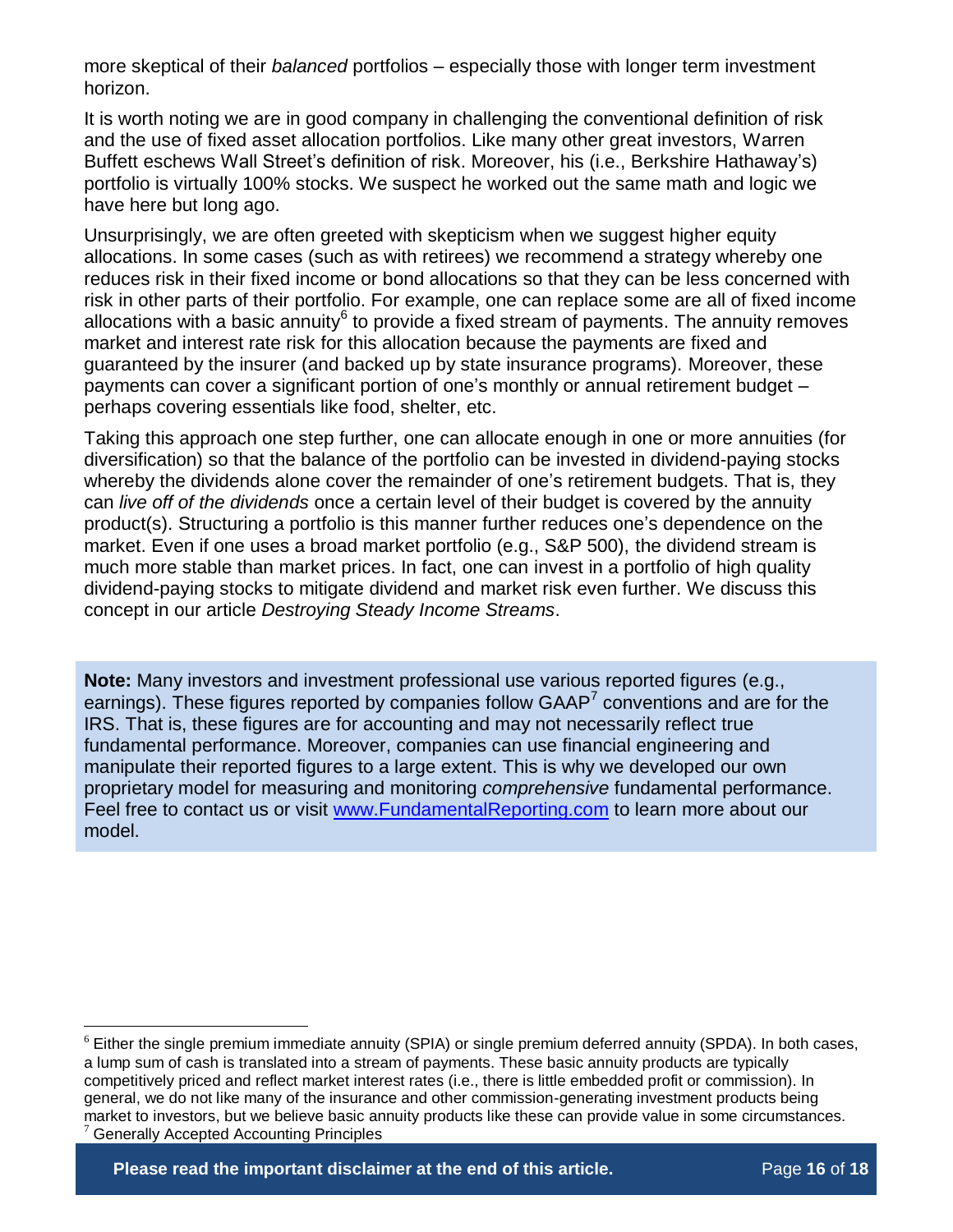more skeptical of their *balanced* portfolios – especially those with longer term investment horizon.

It is worth noting we are in good company in challenging the conventional definition of risk and the use of fixed asset allocation portfolios. Like many other great investors, Warren Buffett eschews Wall Street's definition of risk. Moreover, his (i.e., Berkshire Hathaway's) portfolio is virtually 100% stocks. We suspect he worked out the same math and logic we have here but long ago.

Unsurprisingly, we are often greeted with skepticism when we suggest higher equity allocations. In some cases (such as with retirees) we recommend a strategy whereby one reduces risk in their fixed income or bond allocations so that they can be less concerned with risk in other parts of their portfolio. For example, one can replace some are all of fixed income allocations with a basic annuity[6] to provide a fixed stream of payments. The annuity removes market and interest rate risk for this allocation because the payments are fixed and guaranteed by the insurer (and backed up by state insurance programs). Moreover, these payments can cover a significant portion of one's monthly or annual retirement budget – perhaps covering essentials like food, shelter, etc.

Taking this approach one step further, one can allocate enough in one or more annuities (for diversification) so that the balance of the portfolio can be invested in dividend-paying stocks whereby the dividends alone cover the remainder of one's retirement budgets. That is, they can *live off of the dividends* once a certain level of their budget is covered by the annuity product(s). Structuring a portfolio is this manner further reduces one's dependence on the market. Even if one uses a broad market portfolio (e.g., S&P 500), the dividend stream is much more stable than market prices. In fact, one can invest in a portfolio of high quality dividend-paying stocks to mitigate dividend and market risk even further. We discuss this concept in our article *Destroying Steady Income Streams*.

**Note:** Many investors and investment professional use various reported figures (e.g., earnings). These figures reported by companies follow GAAP[7] conventions and are for the IRS. That is, these figures are for accounting and may not necessarily reflect true fundamental performance. Moreover, companies can use financial engineering and manipulate their reported figures to a large extent. This is why we developed our own proprietary model for measuring and monitoring *comprehensive* fundamental performance. Feel free to contact us or visit [www.FundamentalReporting.com](http://www.FundamentalReporting.com) to learn more about our model.

---

[6] Either the single premium immediate annuity (SPIA) or single premium deferred annuity (SPDA). In both cases, a lump sum of cash is translated into a stream of payments. These basic annuity products are typically competitively priced and reflect market interest rates (i.e., there is little embedded profit or commission). In general, we do not like many of the insurance and other commission-generating investment products being market to investors, but we believe basic annuity products like these can provide value in some circumstances.

[7] Generally Accepted Accounting Principles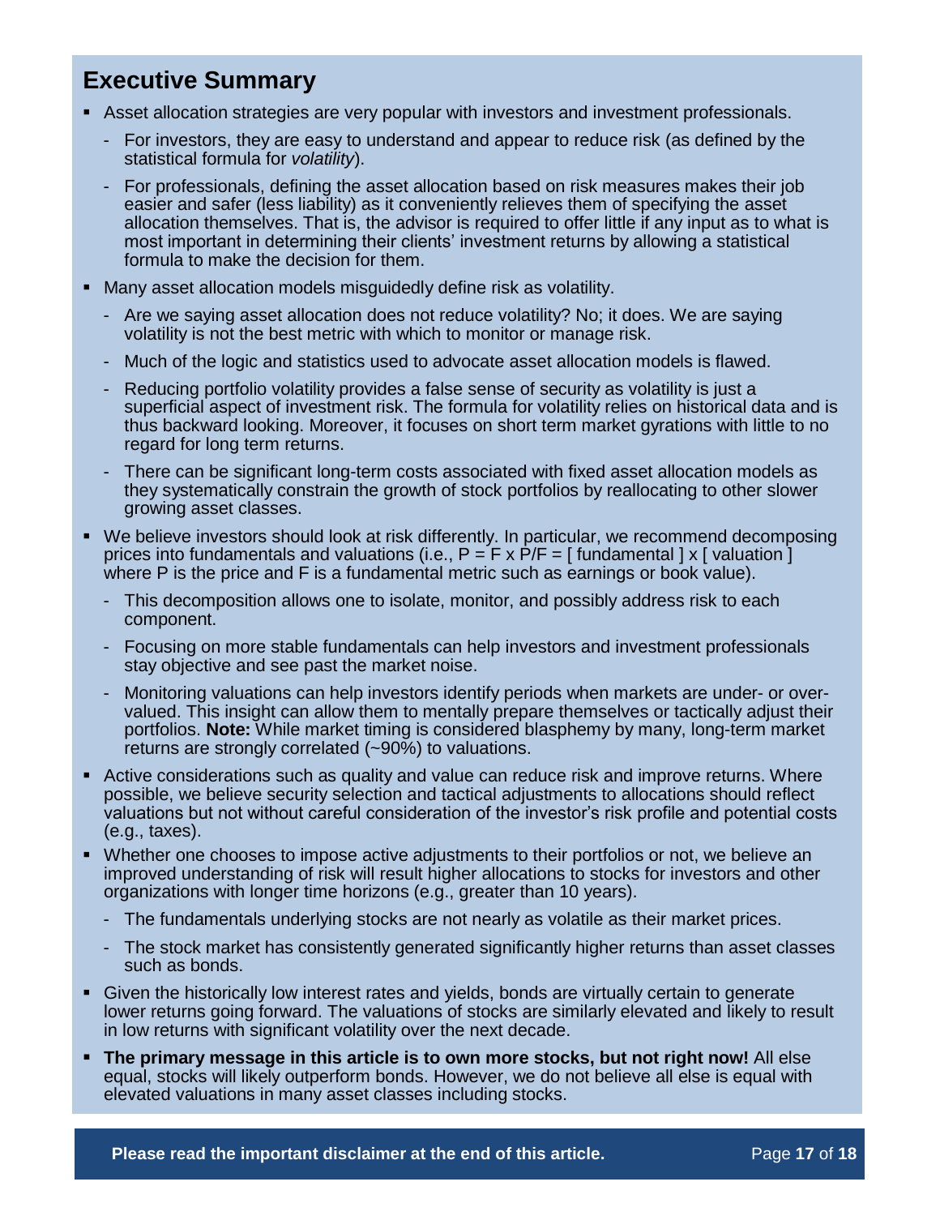## Executive Summary

- Asset allocation strategies are very popular with investors and investment professionals.
  - For investors, they are easy to understand and appear to reduce risk (as defined by the statistical formula for *volatility*).
  - For professionals, defining the asset allocation based on risk measures makes their job easier and safer (less liability) as it conveniently relieves them of specifying the asset allocation themselves. That is, the advisor is required to offer little if any input as to what is most important in determining their clients' investment returns by allowing a statistical formula to make the decision for them.
- Many asset allocation models misguidedly define risk as volatility.
  - Are we saying asset allocation does not reduce volatility? No; it does. We are saying volatility is not the best metric with which to monitor or manage risk.
  - Much of the logic and statistics used to advocate asset allocation models is flawed.
  - Reducing portfolio volatility provides a false sense of security as volatility is just a superficial aspect of investment risk. The formula for volatility relies on historical data and is thus backward looking. Moreover, it focuses on short term market gyrations with little to no regard for long term returns.
  - There can be significant long-term costs associated with fixed asset allocation models as they systematically constrain the growth of stock portfolios by reallocating to other slower growing asset classes.
- We believe investors should look at risk differently. In particular, we recommend decomposing prices into fundamentals and valuations (i.e., $P = F \times P/F = [\text{ fundamental }] \times [\text{ valuation }]$ where P is the price and F is a fundamental metric such as earnings or book value).
  - This decomposition allows one to isolate, monitor, and possibly address risk to each component.
  - Focusing on more stable fundamentals can help investors and investment professionals stay objective and see past the market noise.
  - Monitoring valuations can help investors identify periods when markets are under- or over-valued. This insight can allow them to mentally prepare themselves or tactically adjust their portfolios. **Note:** While market timing is considered blasphemy by many, long-term market returns are strongly correlated (~90%) to valuations.
- Active considerations such as quality and value can reduce risk and improve returns. Where possible, we believe security selection and tactical adjustments to allocations should reflect valuations but not without careful consideration of the investor's risk profile and potential costs (e.g., taxes).
- Whether one chooses to impose active adjustments to their portfolios or not, we believe an improved understanding of risk will result higher allocations to stocks for investors and other organizations with longer time horizons (e.g., greater than 10 years).
  - The fundamentals underlying stocks are not nearly as volatile as their market prices.
  - The stock market has consistently generated significantly higher returns than asset classes such as bonds.
- Given the historically low interest rates and yields, bonds are virtually certain to generate lower returns going forward. The valuations of stocks are similarly elevated and likely to result in low returns with significant volatility over the next decade.
- **The primary message in this article is to own more stocks, but not right now!** All else equal, stocks will likely outperform bonds. However, we do not believe all else is equal with elevated valuations in many asset classes including stocks.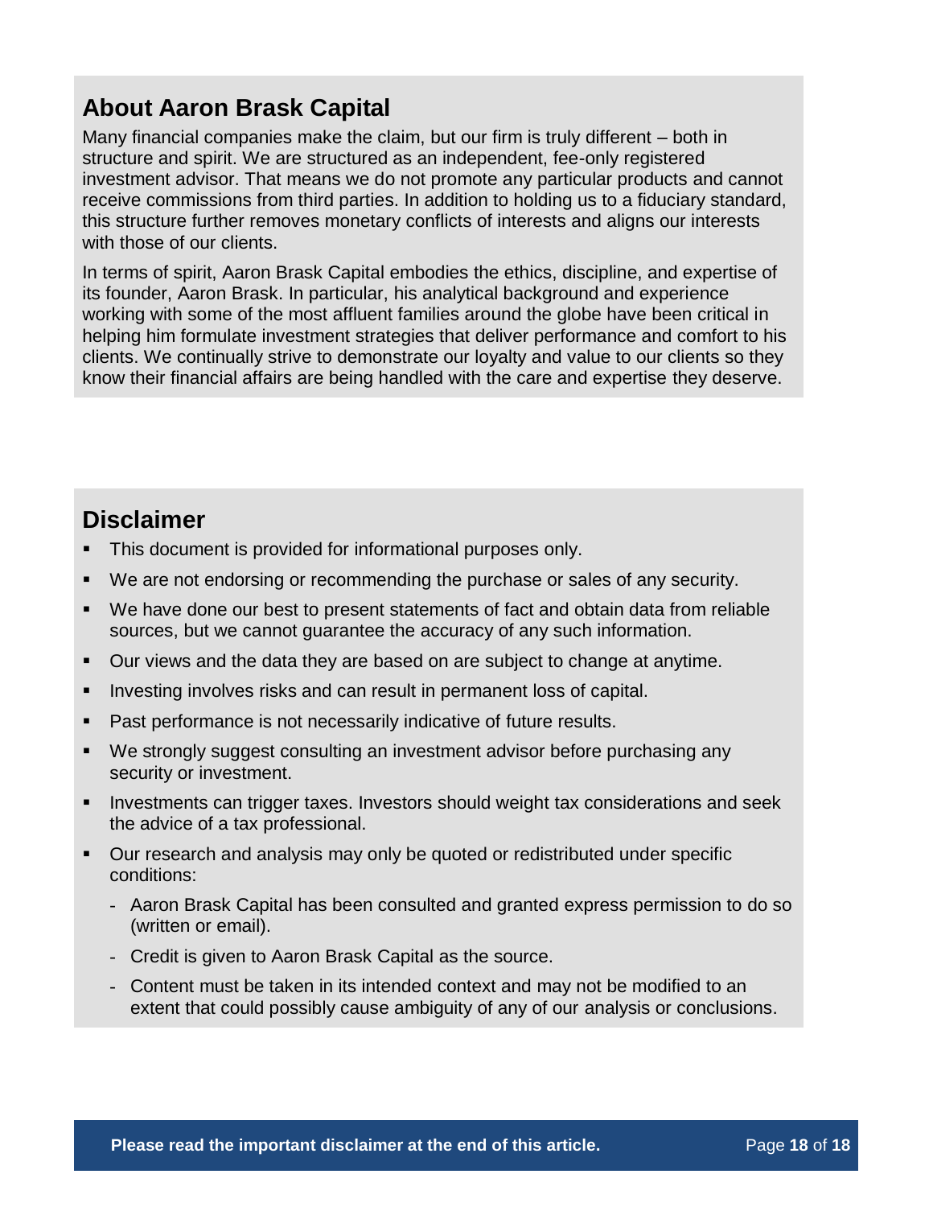## About Aaron Brask Capital

Many financial companies make the claim, but our firm is truly different – both in structure and spirit. We are structured as an independent, fee-only registered investment advisor. That means we do not promote any particular products and cannot receive commissions from third parties. In addition to holding us to a fiduciary standard, this structure further removes monetary conflicts of interests and aligns our interests with those of our clients.

In terms of spirit, Aaron Brask Capital embodies the ethics, discipline, and expertise of its founder, Aaron Brask. In particular, his analytical background and experience working with some of the most affluent families around the globe have been critical in helping him formulate investment strategies that deliver performance and comfort to his clients. We continually strive to demonstrate our loyalty and value to our clients so they know their financial affairs are being handled with the care and expertise they deserve.

## Disclaimer

- This document is provided for informational purposes only.
- We are not endorsing or recommending the purchase or sales of any security.
- We have done our best to present statements of fact and obtain data from reliable sources, but we cannot guarantee the accuracy of any such information.
- Our views and the data they are based on are subject to change at anytime.
- Investing involves risks and can result in permanent loss of capital.
- Past performance is not necessarily indicative of future results.
- We strongly suggest consulting an investment advisor before purchasing any security or investment.
- Investments can trigger taxes. Investors should weight tax considerations and seek the advice of a tax professional.
- Our research and analysis may only be quoted or redistributed under specific conditions:
  - Aaron Brask Capital has been consulted and granted express permission to do so (written or email).
  - Credit is given to Aaron Brask Capital as the source.
  - Content must be taken in its intended context and may not be modified to an extent that could possibly cause ambiguity of any of our analysis or conclusions.